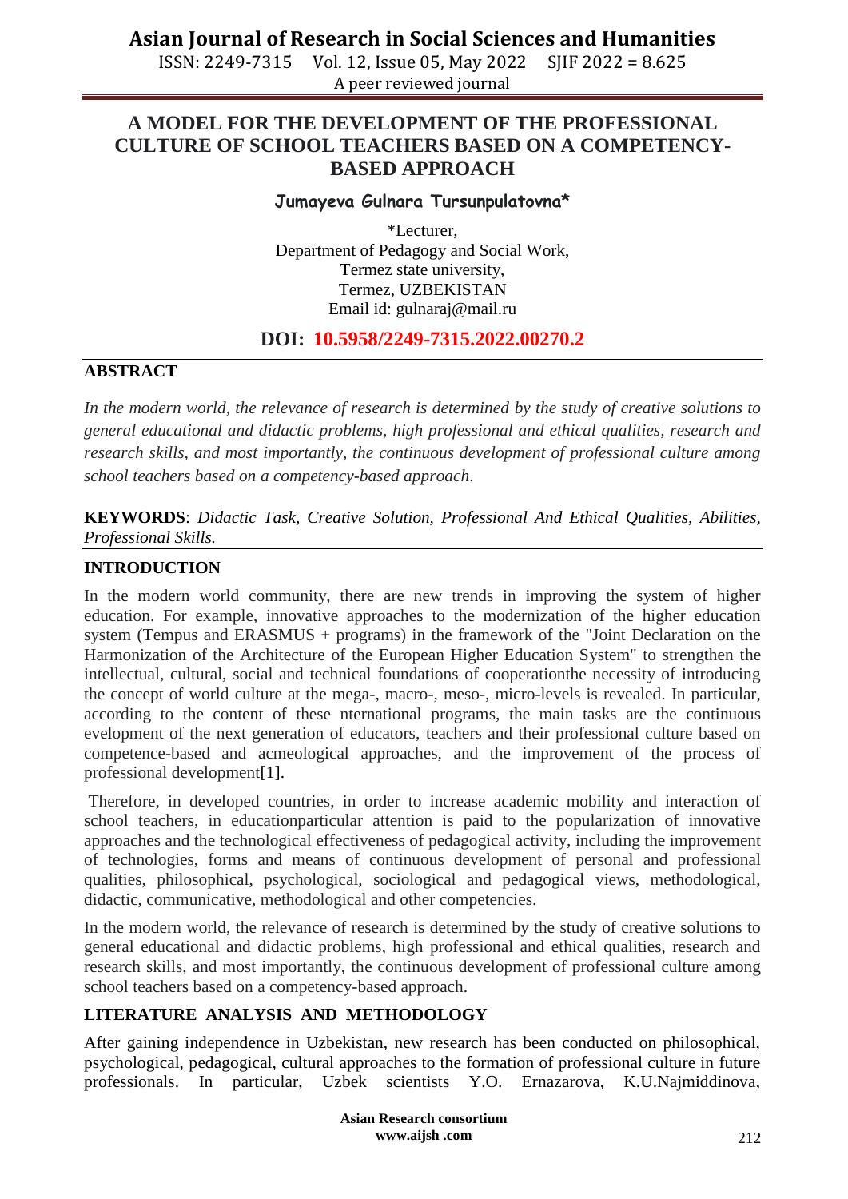# A MODEL FOR THE DEVELOPMENT OF THE PROFESSIONAL CULTURE OF SCHOOL TEACHERS BASED ON A COMPETENCY-BASED APPROACH

**Jumayeva Gulnara Tursunpulatovna***

*Lecturer,
Department of Pedagogy and Social Work,
Termez state university,
Termez, UZBEKISTAN
Email id: gulnaraj@mail.ru

**DOI: 10.5958/2249-7315.2022.00270.2**

## ABSTRACT

*In the modern world, the relevance of research is determined by the study of creative solutions to general educational and didactic problems, high professional and ethical qualities, research and research skills, and most importantly, the continuous development of professional culture among school teachers based on a competency-based approach.*

**KEYWORDS**: *Didactic Task, Creative Solution, Professional And Ethical Qualities, Abilities, Professional Skills.*

## INTRODUCTION

In the modern world community, there are new trends in improving the system of higher education. For example, innovative approaches to the modernization of the higher education system (Tempus and ERASMUS + programs) in the framework of the "Joint Declaration on the Harmonization of the Architecture of the European Higher Education System" to strengthen the intellectual, cultural, social and technical foundations of cooperationthe necessity of introducing the concept of world culture at the mega-, macro-, meso-, micro-levels is revealed. In particular, according to the content of these nternational programs, the main tasks are the continuous evelopment of the next generation of educators, teachers and their professional culture based on competence-based and acmeological approaches, and the improvement of the process of professional development[1].

Therefore, in developed countries, in order to increase academic mobility and interaction of school teachers, in educationparticular attention is paid to the popularization of innovative approaches and the technological effectiveness of pedagogical activity, including the improvement of technologies, forms and means of continuous development of personal and professional qualities, philosophical, psychological, sociological and pedagogical views, methodological, didactic, communicative, methodological and other competencies.

In the modern world, the relevance of research is determined by the study of creative solutions to general educational and didactic problems, high professional and ethical qualities, research and research skills, and most importantly, the continuous development of professional culture among school teachers based on a competency-based approach.

## LITERATURE ANALYSIS AND METHODOLOGY

After gaining independence in Uzbekistan, new research has been conducted on philosophical, psychological, pedagogical, cultural approaches to the formation of professional culture in future professionals. In particular, Uzbek scientists Y.O. Ernazarova, K.U.Najmiddinova,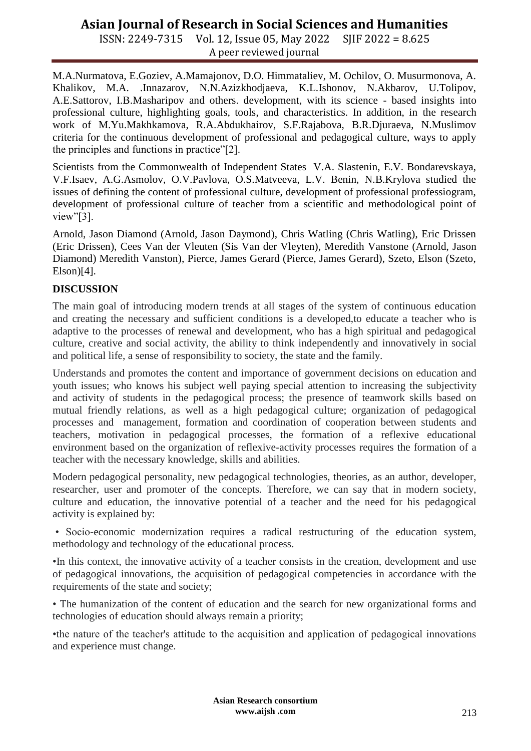M.A.Nurmatova, E.Goziev, A.Mamajonov, D.O. Himmataliev, M. Ochilov, O. Musurmonova, A. Khalikov, M.A. .Innazarov, N.N.Azizkhodjaeva, K.L.Ishonov, N.Akbarov, U.Tolipov, A.E.Sattorov, I.B.Masharipov and others. development, with its science - based insights into professional culture, highlighting goals, tools, and characteristics. In addition, in the research work of M.Yu.Makhkamova, R.A.Abdukhairov, S.F.Rajabova, B.R.Djuraeva, N.Muslimov criteria for the continuous development of professional and pedagogical culture, ways to apply the principles and functions in practice"[2].

Scientists from the Commonwealth of Independent States V.A. Slastenin, E.V. Bondarevskaya, V.F.Isaev, A.G.Asmolov, O.V.Pavlova, O.S.Matveeva, L.V. Benin, N.B.Krylova studied the issues of defining the content of professional culture, development of professional professiogram, development of professional culture of teacher from a scientific and methodological point of view"[3].

Arnold, Jason Diamond (Arnold, Jason Daymond), Chris Watling (Chris Watling), Eric Drissen (Eric Drissen), Cees Van der Vleuten (Sis Van der Vleyten), Meredith Vanstone (Arnold, Jason Diamond) Meredith Vanston), Pierce, James Gerard (Pierce, James Gerard), Szeto, Elson (Szeto, Elson)[4].

## DISCUSSION

The main goal of introducing modern trends at all stages of the system of continuous education and creating the necessary and sufficient conditions is a developed,to educate a teacher who is adaptive to the processes of renewal and development, who has a high spiritual and pedagogical culture, creative and social activity, the ability to think independently and innovatively in social and political life, a sense of responsibility to society, the state and the family.

Understands and promotes the content and importance of government decisions on education and youth issues; who knows his subject well paying special attention to increasing the subjectivity and activity of students in the pedagogical process; the presence of teamwork skills based on mutual friendly relations, as well as a high pedagogical culture; organization of pedagogical processes and management, formation and coordination of cooperation between students and teachers, motivation in pedagogical processes, the formation of a reflexive educational environment based on the organization of reflexive-activity processes requires the formation of a teacher with the necessary knowledge, skills and abilities.

Modern pedagogical personality, new pedagogical technologies, theories, as an author, developer, researcher, user and promoter of the concepts. Therefore, we can say that in modern society, culture and education, the innovative potential of a teacher and the need for his pedagogical activity is explained by:

- Socio-economic modernization requires a radical restructuring of the education system, methodology and technology of the educational process.
- In this context, the innovative activity of a teacher consists in the creation, development and use of pedagogical innovations, the acquisition of pedagogical competencies in accordance with the requirements of the state and society;
- The humanization of the content of education and the search for new organizational forms and technologies of education should always remain a priority;
- the nature of the teacher's attitude to the acquisition and application of pedagogical innovations and experience must change.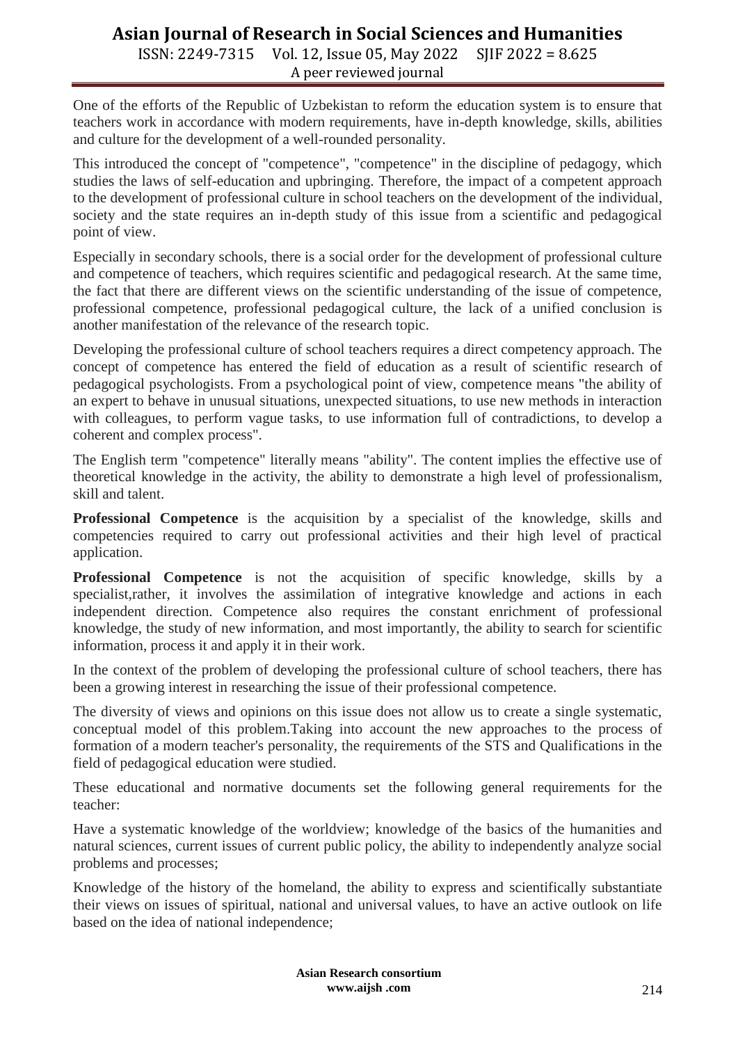One of the efforts of the Republic of Uzbekistan to reform the education system is to ensure that teachers work in accordance with modern requirements, have in-depth knowledge, skills, abilities and culture for the development of a well-rounded personality.

This introduced the concept of "competence", "competence" in the discipline of pedagogy, which studies the laws of self-education and upbringing. Therefore, the impact of a competent approach to the development of professional culture in school teachers on the development of the individual, society and the state requires an in-depth study of this issue from a scientific and pedagogical point of view.

Especially in secondary schools, there is a social order for the development of professional culture and competence of teachers, which requires scientific and pedagogical research. At the same time, the fact that there are different views on the scientific understanding of the issue of competence, professional competence, professional pedagogical culture, the lack of a unified conclusion is another manifestation of the relevance of the research topic.

Developing the professional culture of school teachers requires a direct competency approach. The concept of competence has entered the field of education as a result of scientific research of pedagogical psychologists. From a psychological point of view, competence means "the ability of an expert to behave in unusual situations, unexpected situations, to use new methods in interaction with colleagues, to perform vague tasks, to use information full of contradictions, to develop a coherent and complex process".

The English term "competence" literally means "ability". The content implies the effective use of theoretical knowledge in the activity, the ability to demonstrate a high level of professionalism, skill and talent.

**Professional Competence** is the acquisition by a specialist of the knowledge, skills and competencies required to carry out professional activities and their high level of practical application.

**Professional Competence** is not the acquisition of specific knowledge, skills by a specialist,rather, it involves the assimilation of integrative knowledge and actions in each independent direction. Competence also requires the constant enrichment of professional knowledge, the study of new information, and most importantly, the ability to search for scientific information, process it and apply it in their work.

In the context of the problem of developing the professional culture of school teachers, there has been a growing interest in researching the issue of their professional competence.

The diversity of views and opinions on this issue does not allow us to create a single systematic, conceptual model of this problem.Taking into account the new approaches to the process of formation of a modern teacher's personality, the requirements of the STS and Qualifications in the field of pedagogical education were studied.

These educational and normative documents set the following general requirements for the teacher:

Have a systematic knowledge of the worldview; knowledge of the basics of the humanities and natural sciences, current issues of current public policy, the ability to independently analyze social problems and processes;

Knowledge of the history of the homeland, the ability to express and scientifically substantiate their views on issues of spiritual, national and universal values, to have an active outlook on life based on the idea of national independence;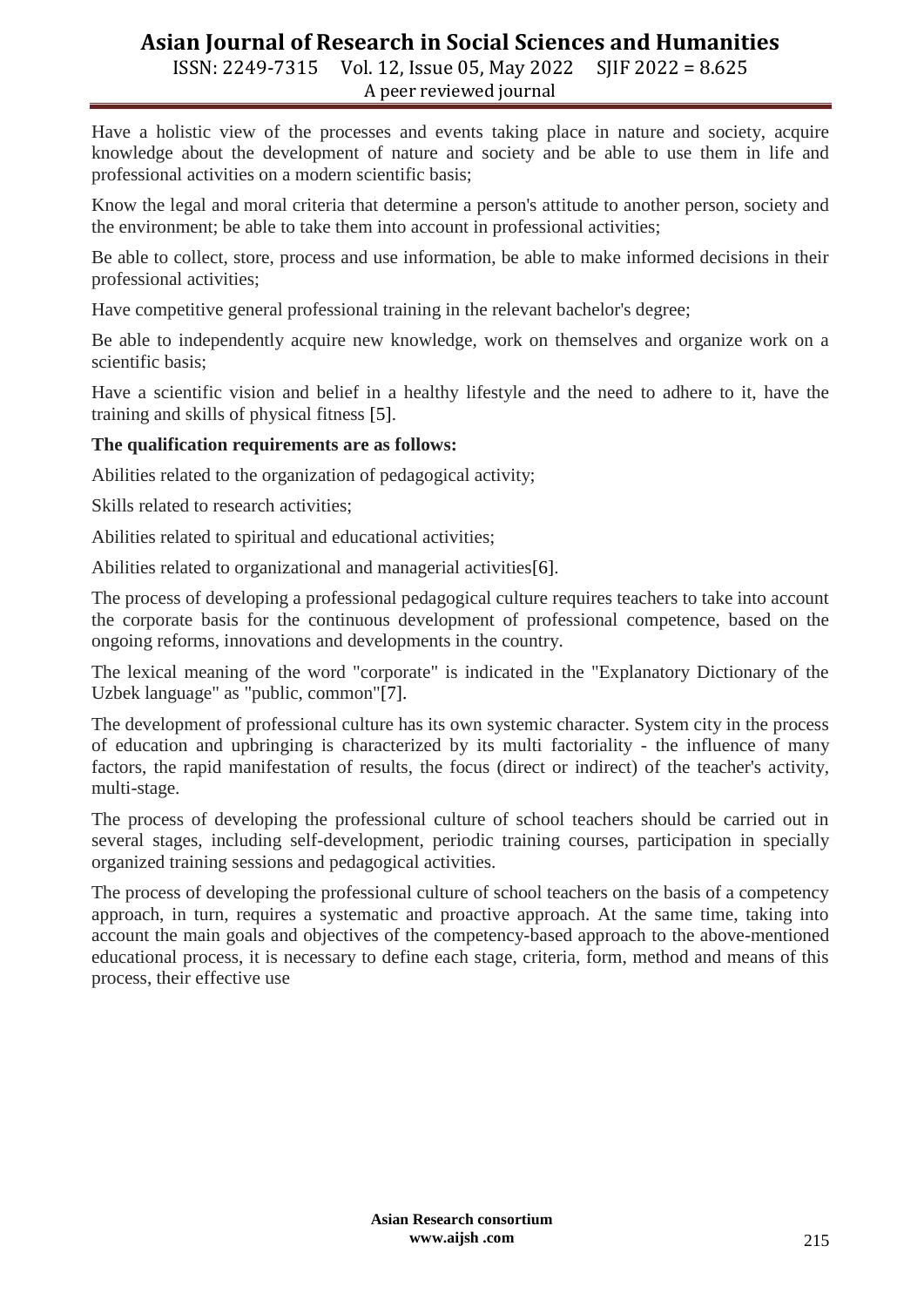Have a holistic view of the processes and events taking place in nature and society, acquire knowledge about the development of nature and society and be able to use them in life and professional activities on a modern scientific basis;

Know the legal and moral criteria that determine a person's attitude to another person, society and the environment; be able to take them into account in professional activities;

Be able to collect, store, process and use information, be able to make informed decisions in their professional activities;

Have competitive general professional training in the relevant bachelor's degree;

Be able to independently acquire new knowledge, work on themselves and organize work on a scientific basis;

Have a scientific vision and belief in a healthy lifestyle and the need to adhere to it, have the training and skills of physical fitness [5].

**The qualification requirements are as follows:**

Abilities related to the organization of pedagogical activity;

Skills related to research activities;

Abilities related to spiritual and educational activities;

Abilities related to organizational and managerial activities[6].

The process of developing a professional pedagogical culture requires teachers to take into account the corporate basis for the continuous development of professional competence, based on the ongoing reforms, innovations and developments in the country.

The lexical meaning of the word "corporate" is indicated in the "Explanatory Dictionary of the Uzbek language" as "public, common"[7].

The development of professional culture has its own systemic character. System city in the process of education and upbringing is characterized by its multi factoriality - the influence of many factors, the rapid manifestation of results, the focus (direct or indirect) of the teacher's activity, multi-stage.

The process of developing the professional culture of school teachers should be carried out in several stages, including self-development, periodic training courses, participation in specially organized training sessions and pedagogical activities.

The process of developing the professional culture of school teachers on the basis of a competency approach, in turn, requires a systematic and proactive approach. At the same time, taking into account the main goals and objectives of the competency-based approach to the above-mentioned educational process, it is necessary to define each stage, criteria, form, method and means of this process, their effective use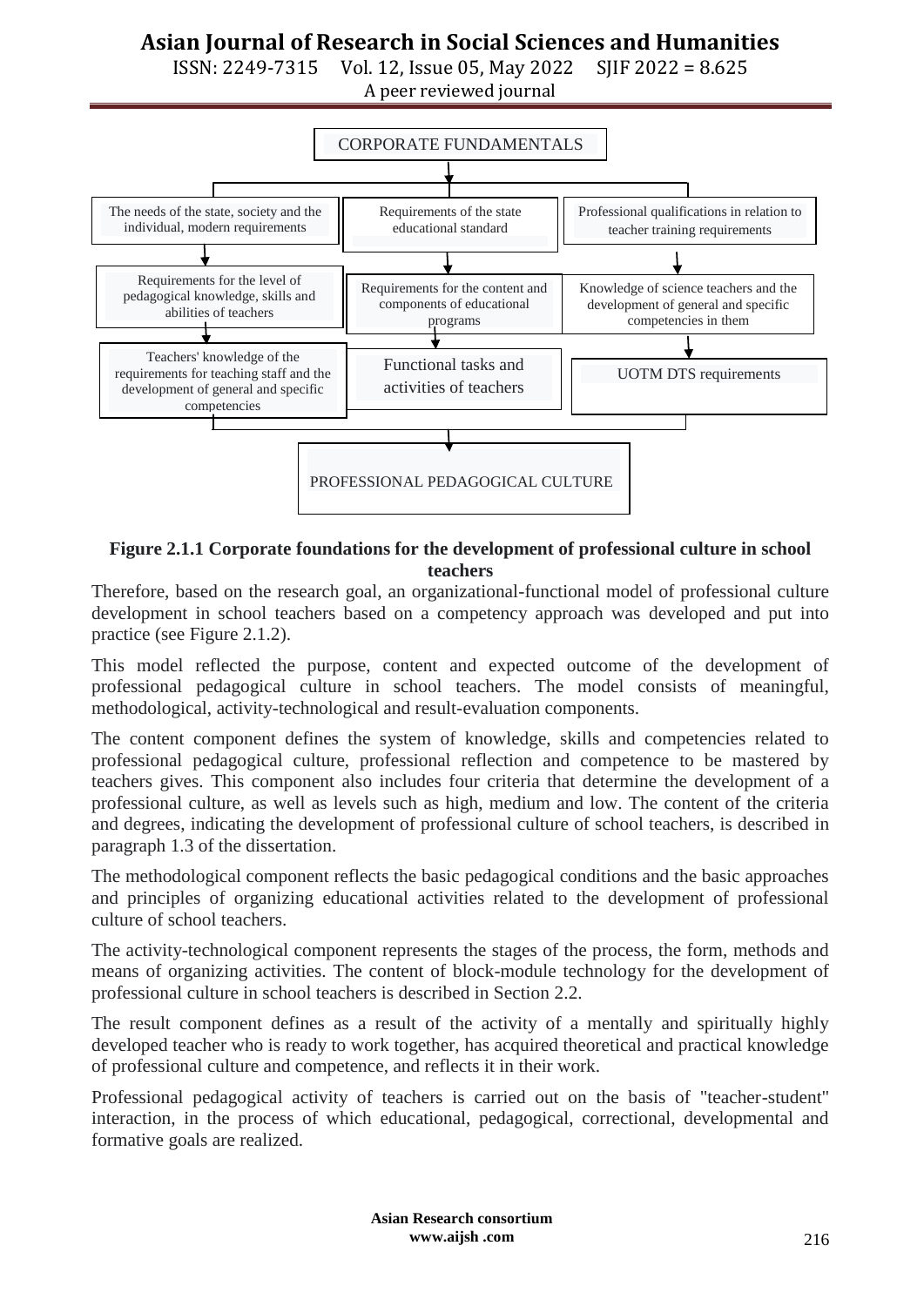CORPORATE FUNDAMENTALS

- The needs of the state, society and the individual, modern requirements
  - Requirements for the level of pedagogical knowledge, skills and abilities of teachers
  - Teachers' knowledge of the requirements for teaching staff and the development of general and specific competencies
- Requirements of the state educational standard
  - Requirements for the content and components of educational programs
  - Functional tasks and activities of teachers
- Professional qualifications in relation to teacher training requirements
  - Knowledge of science teachers and the development of general and specific competencies in them
  - UOTM DTS requirements

PROFESSIONAL PEDAGOGICAL CULTURE

**Figure 2.1.1 Corporate foundations for the development of professional culture in school teachers**

Therefore, based on the research goal, an organizational-functional model of professional culture development in school teachers based on a competency approach was developed and put into practice (see Figure 2.1.2).

This model reflected the purpose, content and expected outcome of the development of professional pedagogical culture in school teachers. The model consists of meaningful, methodological, activity-technological and result-evaluation components.

The content component defines the system of knowledge, skills and competencies related to professional pedagogical culture, professional reflection and competence to be mastered by teachers gives. This component also includes four criteria that determine the development of a professional culture, as well as levels such as high, medium and low. The content of the criteria and degrees, indicating the development of professional culture of school teachers, is described in paragraph 1.3 of the dissertation.

The methodological component reflects the basic pedagogical conditions and the basic approaches and principles of organizing educational activities related to the development of professional culture of school teachers.

The activity-technological component represents the stages of the process, the form, methods and means of organizing activities. The content of block-module technology for the development of professional culture in school teachers is described in Section 2.2.

The result component defines as a result of the activity of a mentally and spiritually highly developed teacher who is ready to work together, has acquired theoretical and practical knowledge of professional culture and competence, and reflects it in their work.

Professional pedagogical activity of teachers is carried out on the basis of "teacher-student" interaction, in the process of which educational, pedagogical, correctional, developmental and formative goals are realized.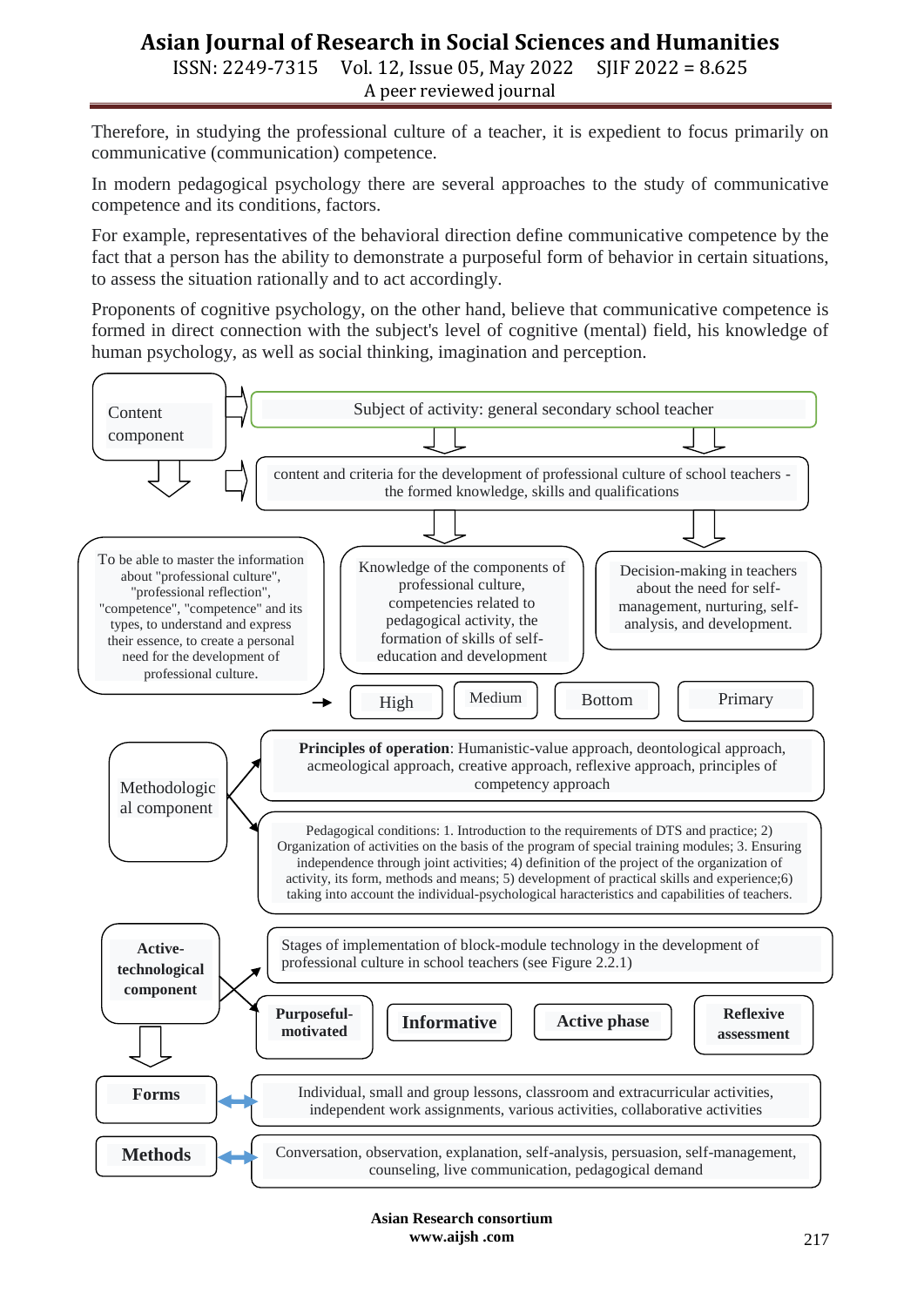Therefore, in studying the professional culture of a teacher, it is expedient to focus primarily on communicative (communication) competence.

In modern pedagogical psychology there are several approaches to the study of communicative competence and its conditions, factors.

For example, representatives of the behavioral direction define communicative competence by the fact that a person has the ability to demonstrate a purposeful form of behavior in certain situations, to assess the situation rationally and to act accordingly.

Proponents of cognitive psychology, on the other hand, believe that communicative competence is formed in direct connection with the subject's level of cognitive (mental) field, his knowledge of human psychology, as well as social thinking, imagination and perception.

Content component

Subject of activity: general secondary school teacher

content and criteria for the development of professional culture of school teachers - the formed knowledge, skills and qualifications

To be able to master the information about "professional culture", "professional reflection", "competence", "competence" and its types, to understand and express their essence, to create a personal need for the development of professional culture.

Knowledge of the components of professional culture, competencies related to pedagogical activity, the formation of skills of self-education and development

Decision-making in teachers about the need for self-management, nurturing, self-analysis, and development.

High | Medium | Bottom | Primary

Methodological component

**Principles of operation**: Humanistic-value approach, deontological approach, acmeological approach, creative approach, reflexive approach, principles of competency approach

Pedagogical conditions: 1. Introduction to the requirements of DTS and practice; 2) Organization of activities on the basis of the program of special training modules; 3. Ensuring independence through joint activities; 4) definition of the project of the organization of activity, its form, methods and means; 5) development of practical skills and experience;6) taking into account the individual-psychological haracteristics and capabilities of teachers.

**Active-technological component**

Stages of implementation of block-module technology in the development of professional culture in school teachers (see Figure 2.2.1)

**Purposeful-motivated** | **Informative** | **Active phase** | **Reflexive assessment**

**Forms** — Individual, small and group lessons, classroom and extracurricular activities, independent work assignments, various activities, collaborative activities

**Methods** — Conversation, observation, explanation, self-analysis, persuasion, self-management, counseling, live communication, pedagogical demand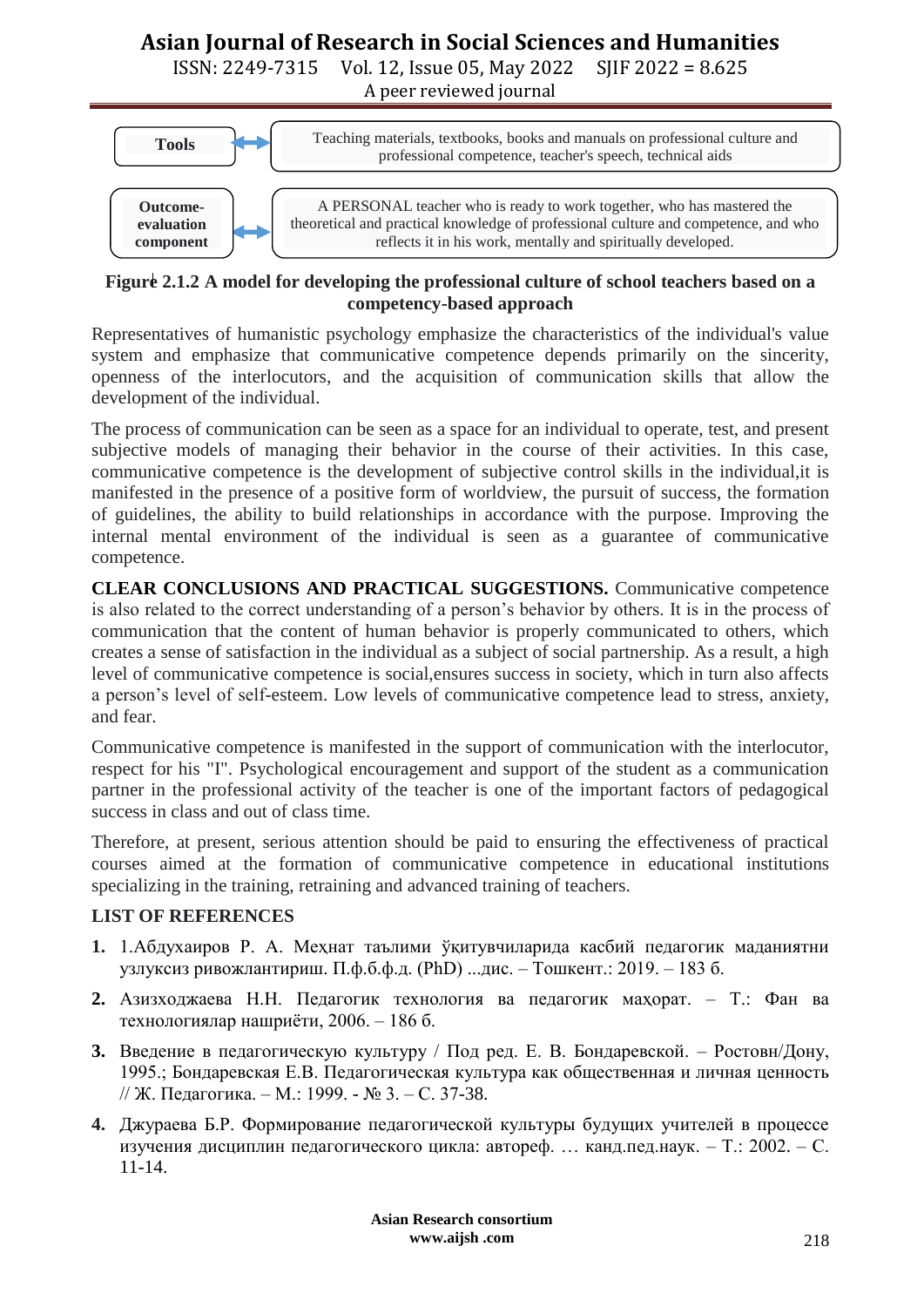| Tools | Teaching materials, textbooks, books and manuals on professional culture and professional competence, teacher's speech, technical aids |
|---|---|
| Outcome-evaluation component | A PERSONAL teacher who is ready to work together, who has mastered the theoretical and practical knowledge of professional culture and competence, and who reflects it in his work, mentally and spiritually developed. |

**Figure 2.1.2 A model for developing the professional culture of school teachers based on a competency-based approach**

Representatives of humanistic psychology emphasize the characteristics of the individual's value system and emphasize that communicative competence depends primarily on the sincerity, openness of the interlocutors, and the acquisition of communication skills that allow the development of the individual.

The process of communication can be seen as a space for an individual to operate, test, and present subjective models of managing their behavior in the course of their activities. In this case, communicative competence is the development of subjective control skills in the individual,it is manifested in the presence of a positive form of worldview, the pursuit of success, the formation of guidelines, the ability to build relationships in accordance with the purpose. Improving the internal mental environment of the individual is seen as a guarantee of communicative competence.

**CLEAR CONCLUSIONS AND PRACTICAL SUGGESTIONS.** Communicative competence is also related to the correct understanding of a person's behavior by others. It is in the process of communication that the content of human behavior is properly communicated to others, which creates a sense of satisfaction in the individual as a subject of social partnership. As a result, a high level of communicative competence is social,ensures success in society, which in turn also affects a person's level of self-esteem. Low levels of communicative competence lead to stress, anxiety, and fear.

Communicative competence is manifested in the support of communication with the interlocutor, respect for his "I". Psychological encouragement and support of the student as a communication partner in the professional activity of the teacher is one of the important factors of pedagogical success in class and out of class time.

Therefore, at present, serious attention should be paid to ensuring the effectiveness of practical courses aimed at the formation of communicative competence in educational institutions specializing in the training, retraining and advanced training of teachers.

## LIST OF REFERENCES

1. 1.Абдухаиров Р. А. Меҳнат таълими ўқитувчиларида касбий педагогик маданиятни узлуксиз ривожлантириш. П.ф.б.ф.д. (PhD) ...дис. – Тошкент.: 2019. – 183 б.
2. Азизходжаева Н.Н. Педагогик технология ва педагогик маҳорат. – Т.: Фан ва технологиялар нашриёти, 2006. – 186 б.
3. Введение в педагогическую культуру / Под ред. Е. В. Бондаревской. – Ростовн/Дону, 1995.; Бондаревская Е.В. Педагогическая культура как общественная и личная ценность // Ж. Педагогика. – М.: 1999. - № 3. – С. 37-38.
4. Джураева Б.Р. Формирование педагогической культуры будущих учителей в процессе изучения дисциплин педагогического цикла: автореф. … канд.пед.наук. – Т.: 2002. – С. 11-14.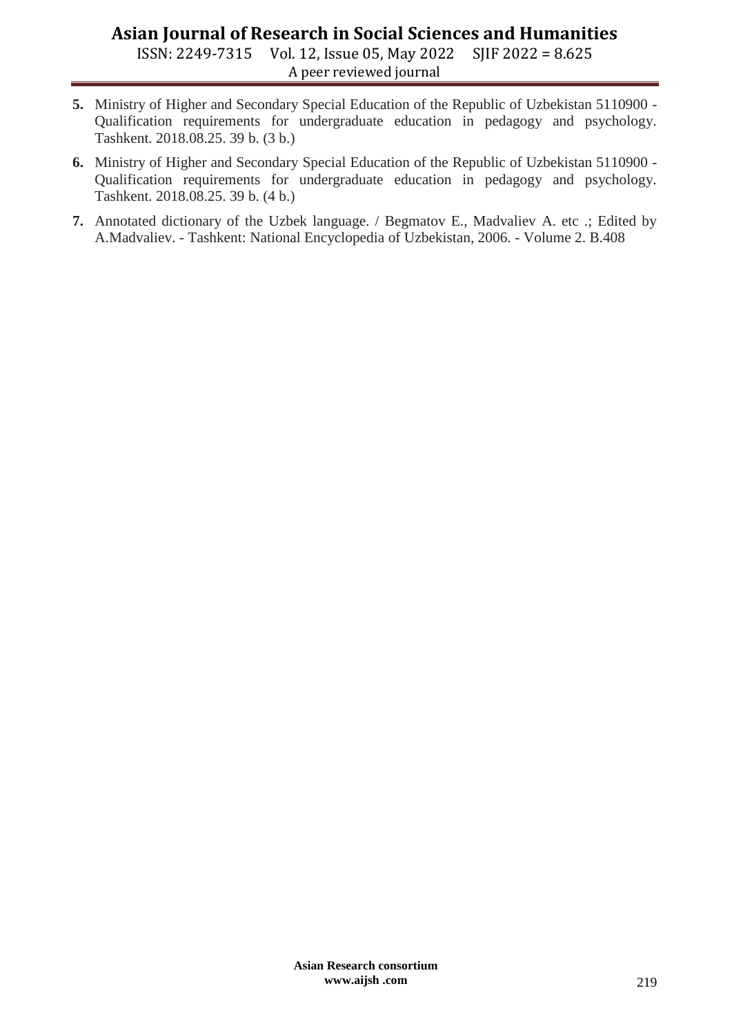5. Ministry of Higher and Secondary Special Education of the Republic of Uzbekistan 5110900 - Qualification requirements for undergraduate education in pedagogy and psychology. Tashkent. 2018.08.25. 39 b. (3 b.)
6. Ministry of Higher and Secondary Special Education of the Republic of Uzbekistan 5110900 - Qualification requirements for undergraduate education in pedagogy and psychology. Tashkent. 2018.08.25. 39 b. (4 b.)
7. Annotated dictionary of the Uzbek language. / Begmatov E., Madvaliev A. etc .; Edited by A.Madvaliev. - Tashkent: National Encyclopedia of Uzbekistan, 2006. - Volume 2. B.408